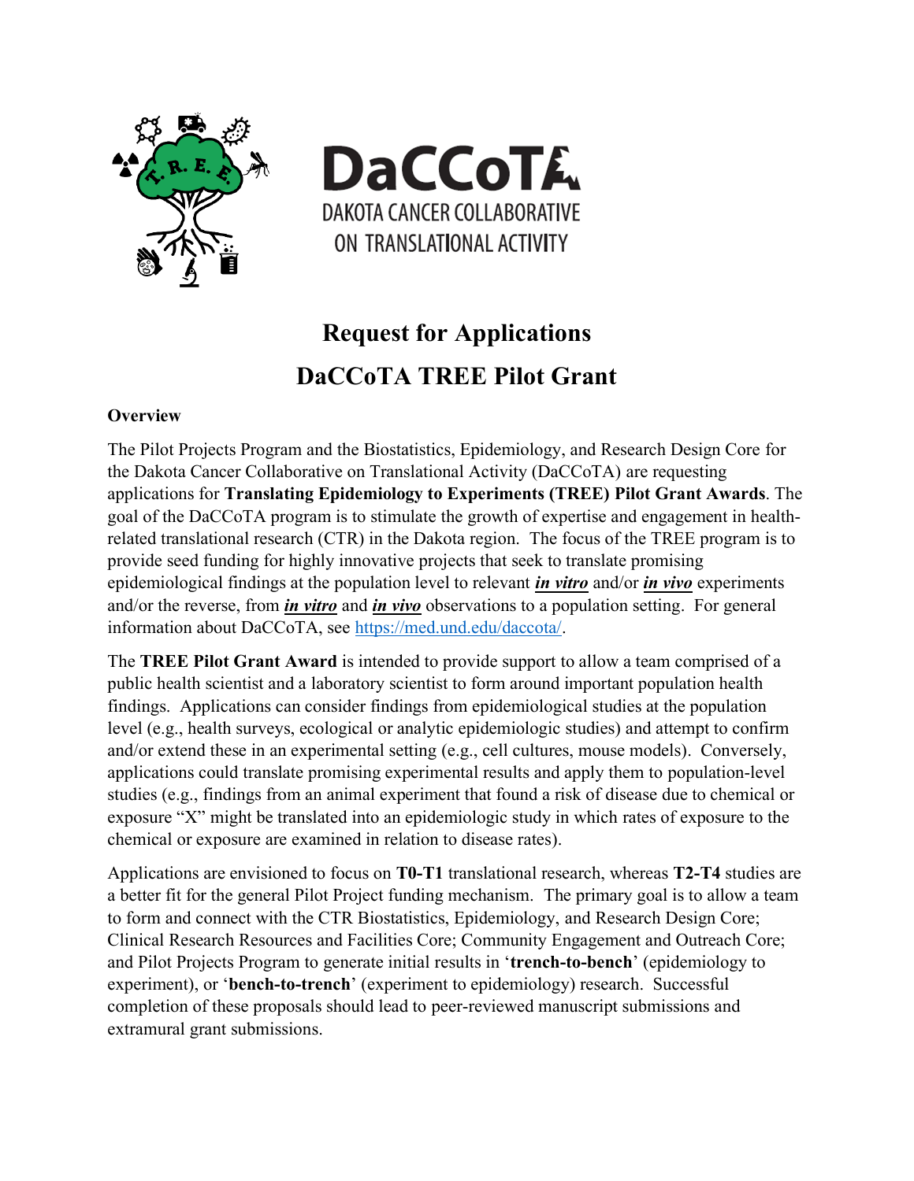# DaCCoTA

DAKOTA CANCER COLLABORATIVE ON TRANSLATIONAL ACTIVITY

# Request for Applications

# DaCCoTA TREE Pilot Grant

**Overview**

The Pilot Projects Program and the Biostatistics, Epidemiology, and Research Design Core for the Dakota Cancer Collaborative on Translational Activity (DaCCoTA) are requesting applications for **Translating Epidemiology to Experiments (TREE) Pilot Grant Awards**. The goal of the DaCCoTA program is to stimulate the growth of expertise and engagement in health-related translational research (CTR) in the Dakota region. The focus of the TREE program is to provide seed funding for highly innovative projects that seek to translate promising epidemiological findings at the population level to relevant ***in vitro*** and/or ***in vivo*** experiments and/or the reverse, from ***in vitro*** and ***in vivo*** observations to a population setting. For general information about DaCCoTA, see https://med.und.edu/daccota/.

The **TREE Pilot Grant Award** is intended to provide support to allow a team comprised of a public health scientist and a laboratory scientist to form around important population health findings. Applications can consider findings from epidemiological studies at the population level (e.g., health surveys, ecological or analytic epidemiologic studies) and attempt to confirm and/or extend these in an experimental setting (e.g., cell cultures, mouse models). Conversely, applications could translate promising experimental results and apply them to population-level studies (e.g., findings from an animal experiment that found a risk of disease due to chemical or exposure "X" might be translated into an epidemiologic study in which rates of exposure to the chemical or exposure are examined in relation to disease rates).

Applications are envisioned to focus on **T0-T1** translational research, whereas **T2-T4** studies are a better fit for the general Pilot Project funding mechanism. The primary goal is to allow a team to form and connect with the CTR Biostatistics, Epidemiology, and Research Design Core; Clinical Research Resources and Facilities Core; Community Engagement and Outreach Core; and Pilot Projects Program to generate initial results in '**trench-to-bench**' (epidemiology to experiment), or '**bench-to-trench**' (experiment to epidemiology) research. Successful completion of these proposals should lead to peer-reviewed manuscript submissions and extramural grant submissions.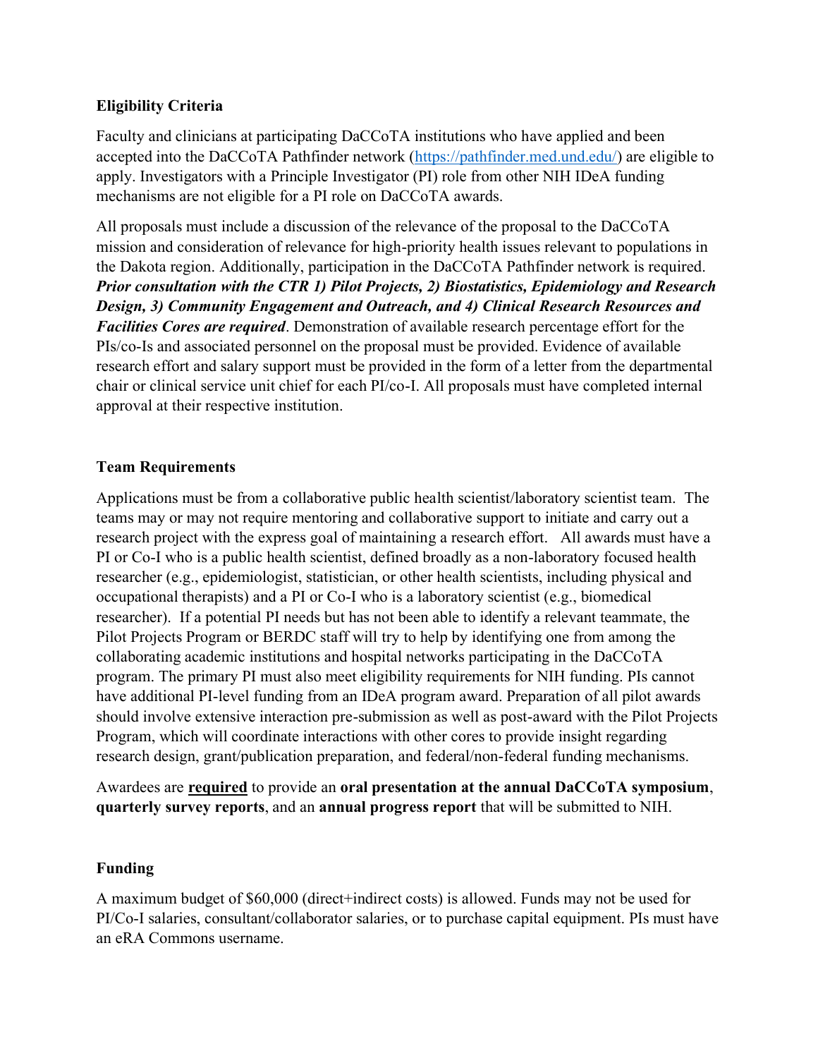**Eligibility Criteria**

Faculty and clinicians at participating DaCCoTA institutions who have applied and been accepted into the DaCCoTA Pathfinder network ([https://pathfinder.med.und.edu/](https://pathfinder.med.und.edu/)) are eligible to apply. Investigators with a Principle Investigator (PI) role from other NIH IDeA funding mechanisms are not eligible for a PI role on DaCCoTA awards.

All proposals must include a discussion of the relevance of the proposal to the DaCCoTA mission and consideration of relevance for high-priority health issues relevant to populations in the Dakota region. Additionally, participation in the DaCCoTA Pathfinder network is required. ***Prior consultation with the CTR 1) Pilot Projects, 2) Biostatistics, Epidemiology and Research Design, 3) Community Engagement and Outreach, and 4) Clinical Research Resources and Facilities Cores are required***. Demonstration of available research percentage effort for the PIs/co-Is and associated personnel on the proposal must be provided. Evidence of available research effort and salary support must be provided in the form of a letter from the departmental chair or clinical service unit chief for each PI/co-I. All proposals must have completed internal approval at their respective institution.

**Team Requirements**

Applications must be from a collaborative public health scientist/laboratory scientist team. The teams may or may not require mentoring and collaborative support to initiate and carry out a research project with the express goal of maintaining a research effort. All awards must have a PI or Co-I who is a public health scientist, defined broadly as a non-laboratory focused health researcher (e.g., epidemiologist, statistician, or other health scientists, including physical and occupational therapists) and a PI or Co-I who is a laboratory scientist (e.g., biomedical researcher). If a potential PI needs but has not been able to identify a relevant teammate, the Pilot Projects Program or BERDC staff will try to help by identifying one from among the collaborating academic institutions and hospital networks participating in the DaCCoTA program. The primary PI must also meet eligibility requirements for NIH funding. PIs cannot have additional PI-level funding from an IDeA program award. Preparation of all pilot awards should involve extensive interaction pre-submission as well as post-award with the Pilot Projects Program, which will coordinate interactions with other cores to provide insight regarding research design, grant/publication preparation, and federal/non-federal funding mechanisms.

Awardees are **<u>required</u>** to provide an **oral presentation at the annual DaCCoTA symposium**, **quarterly survey reports**, and an **annual progress report** that will be submitted to NIH.

**Funding**

A maximum budget of $60,000 (direct+indirect costs) is allowed. Funds may not be used for PI/Co-I salaries, consultant/collaborator salaries, or to purchase capital equipment. PIs must have an eRA Commons username.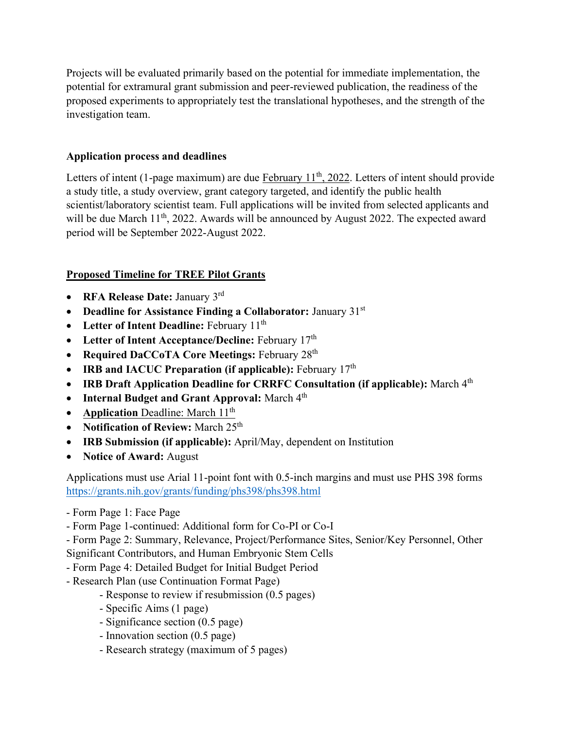Projects will be evaluated primarily based on the potential for immediate implementation, the potential for extramural grant submission and peer-reviewed publication, the readiness of the proposed experiments to appropriately test the translational hypotheses, and the strength of the investigation team.

**Application process and deadlines**

Letters of intent (1-page maximum) are due February 11th, 2022. Letters of intent should provide a study title, a study overview, grant category targeted, and identify the public health scientist/laboratory scientist team. Full applications will be invited from selected applicants and will be due March 11th, 2022. Awards will be announced by August 2022. The expected award period will be September 2022-August 2022.

**Proposed Timeline for TREE Pilot Grants**

- **RFA Release Date:** January 3rd
- **Deadline for Assistance Finding a Collaborator:** January 31st
- **Letter of Intent Deadline:** February 11th
- **Letter of Intent Acceptance/Decline:** February 17th
- **Required DaCCoTA Core Meetings:** February 28th
- **IRB and IACUC Preparation (if applicable):** February 17th
- **IRB Draft Application Deadline for CRRFC Consultation (if applicable):** March 4th
- **Internal Budget and Grant Approval:** March 4th
- **Application** Deadline: March 11th
- **Notification of Review:** March 25th
- **IRB Submission (if applicable):** April/May, dependent on Institution
- **Notice of Award:** August

Applications must use Arial 11-point font with 0.5-inch margins and must use PHS 398 forms https://grants.nih.gov/grants/funding/phs398/phs398.html

- Form Page 1: Face Page
- Form Page 1-continued: Additional form for Co-PI or Co-I
- Form Page 2: Summary, Relevance, Project/Performance Sites, Senior/Key Personnel, Other Significant Contributors, and Human Embryonic Stem Cells
- Form Page 4: Detailed Budget for Initial Budget Period
- Research Plan (use Continuation Format Page)
    - Response to review if resubmission (0.5 pages)
    - Specific Aims (1 page)
    - Significance section (0.5 page)
    - Innovation section (0.5 page)
    - Research strategy (maximum of 5 pages)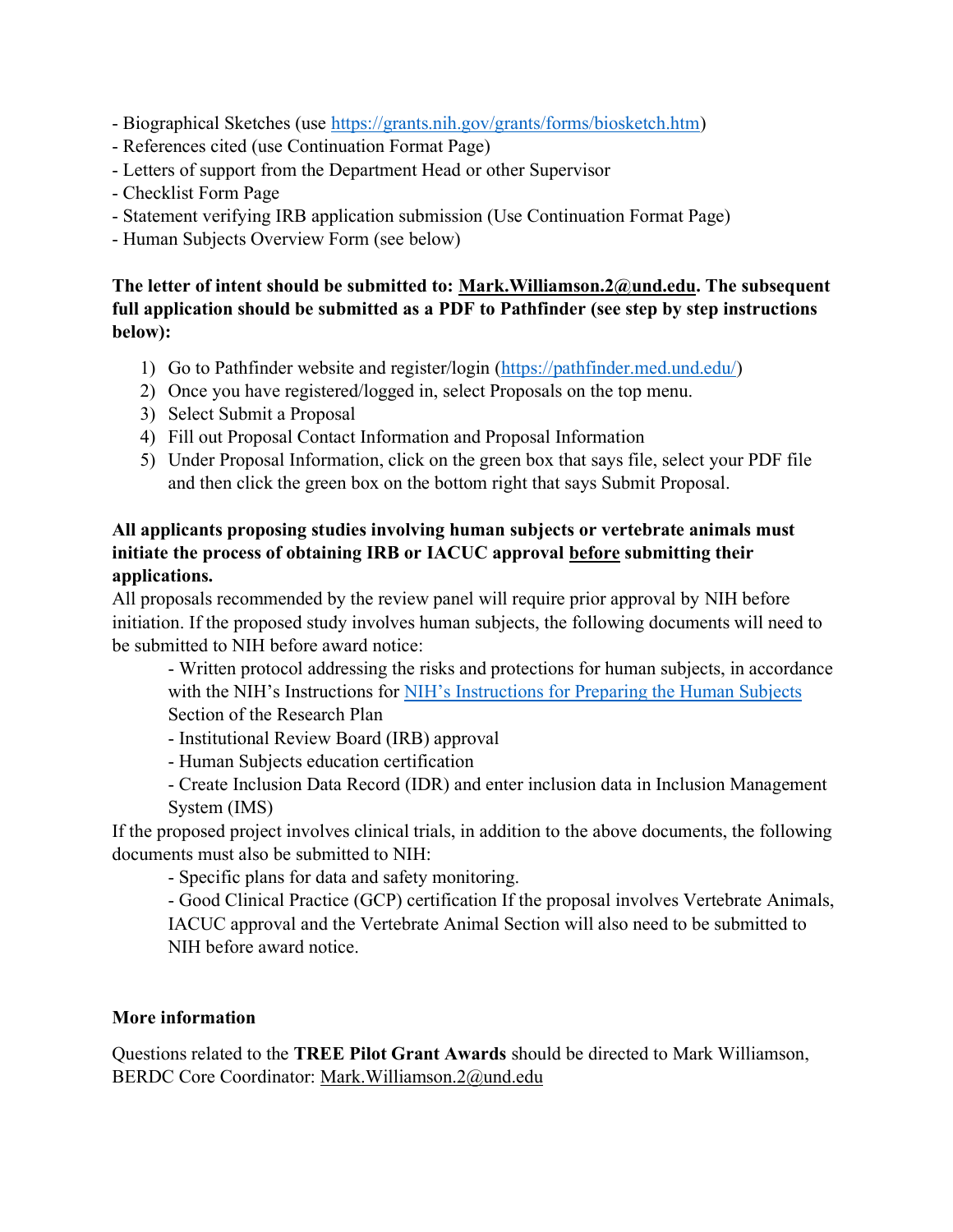- Biographical Sketches (use [https://grants.nih.gov/grants/forms/biosketch.htm](https://grants.nih.gov/grants/forms/biosketch.htm))
- References cited (use Continuation Format Page)
- Letters of support from the Department Head or other Supervisor
- Checklist Form Page
- Statement verifying IRB application submission (Use Continuation Format Page)
- Human Subjects Overview Form (see below)

**The letter of intent should be submitted to: Mark.Williamson.2@und.edu. The subsequent full application should be submitted as a PDF to Pathfinder (see step by step instructions below):**

1) Go to Pathfinder website and register/login ([https://pathfinder.med.und.edu/](https://pathfinder.med.und.edu/))
2) Once you have registered/logged in, select Proposals on the top menu.
3) Select Submit a Proposal
4) Fill out Proposal Contact Information and Proposal Information
5) Under Proposal Information, click on the green box that says file, select your PDF file and then click the green box on the bottom right that says Submit Proposal.

**All applicants proposing studies involving human subjects or vertebrate animals must initiate the process of obtaining IRB or IACUC approval before submitting their applications.**

All proposals recommended by the review panel will require prior approval by NIH before initiation. If the proposed study involves human subjects, the following documents will need to be submitted to NIH before award notice:

- Written protocol addressing the risks and protections for human subjects, in accordance with the NIH's Instructions for NIH's Instructions for Preparing the Human Subjects Section of the Research Plan
- Institutional Review Board (IRB) approval
- Human Subjects education certification
- Create Inclusion Data Record (IDR) and enter inclusion data in Inclusion Management System (IMS)

If the proposed project involves clinical trials, in addition to the above documents, the following documents must also be submitted to NIH:

- Specific plans for data and safety monitoring.
- Good Clinical Practice (GCP) certification If the proposal involves Vertebrate Animals, IACUC approval and the Vertebrate Animal Section will also need to be submitted to NIH before award notice.

**More information**

Questions related to the **TREE Pilot Grant Awards** should be directed to Mark Williamson, BERDC Core Coordinator: Mark.Williamson.2@und.edu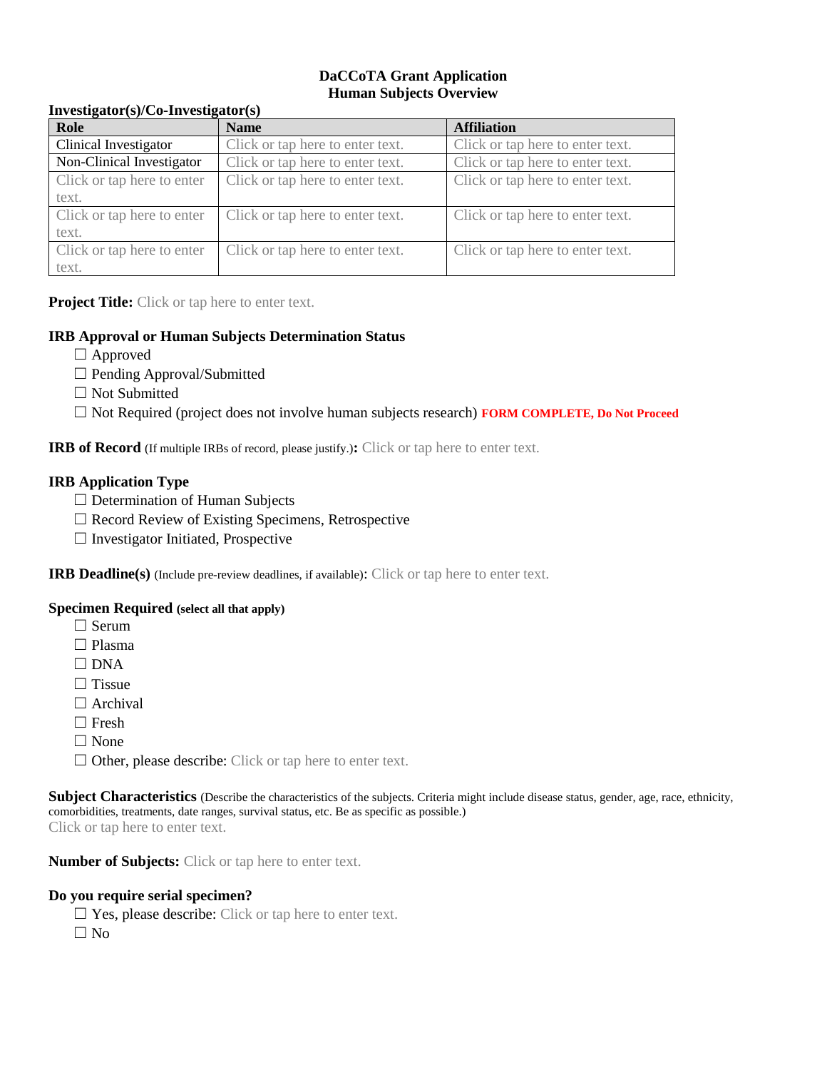# DaCCoTA Grant Application
## Human Subjects Overview

**Investigator(s)/Co-Investigator(s)**

| Role | Name | Affiliation |
|---|---|---|
| Clinical Investigator | Click or tap here to enter text. | Click or tap here to enter text. |
| Non-Clinical Investigator | Click or tap here to enter text. | Click or tap here to enter text. |
| Click or tap here to enter text. | Click or tap here to enter text. | Click or tap here to enter text. |
| Click or tap here to enter text. | Click or tap here to enter text. | Click or tap here to enter text. |
| Click or tap here to enter text. | Click or tap here to enter text. | Click or tap here to enter text. |

**Project Title:** Click or tap here to enter text.

**IRB Approval or Human Subjects Determination Status**

- ☐ Approved
- ☐ Pending Approval/Submitted
- ☐ Not Submitted
- ☐ Not Required (project does not involve human subjects research) **FORM COMPLETE, Do Not Proceed**

**IRB of Record** (If multiple IRBs of record, please justify.)**:** Click or tap here to enter text.

**IRB Application Type**

- ☐ Determination of Human Subjects
- ☐ Record Review of Existing Specimens, Retrospective
- ☐ Investigator Initiated, Prospective

**IRB Deadline(s)** (Include pre-review deadlines, if available): Click or tap here to enter text.

**Specimen Required (select all that apply)**

- ☐ Serum
- ☐ Plasma
- ☐ DNA
- ☐ Tissue
- ☐ Archival
- ☐ Fresh
- ☐ None
- ☐ Other, please describe: Click or tap here to enter text.

**Subject Characteristics** (Describe the characteristics of the subjects. Criteria might include disease status, gender, age, race, ethnicity, comorbidities, treatments, date ranges, survival status, etc. Be as specific as possible.)
Click or tap here to enter text.

**Number of Subjects:** Click or tap here to enter text.

**Do you require serial specimen?**

- ☐ Yes, please describe: Click or tap here to enter text.
- ☐ No